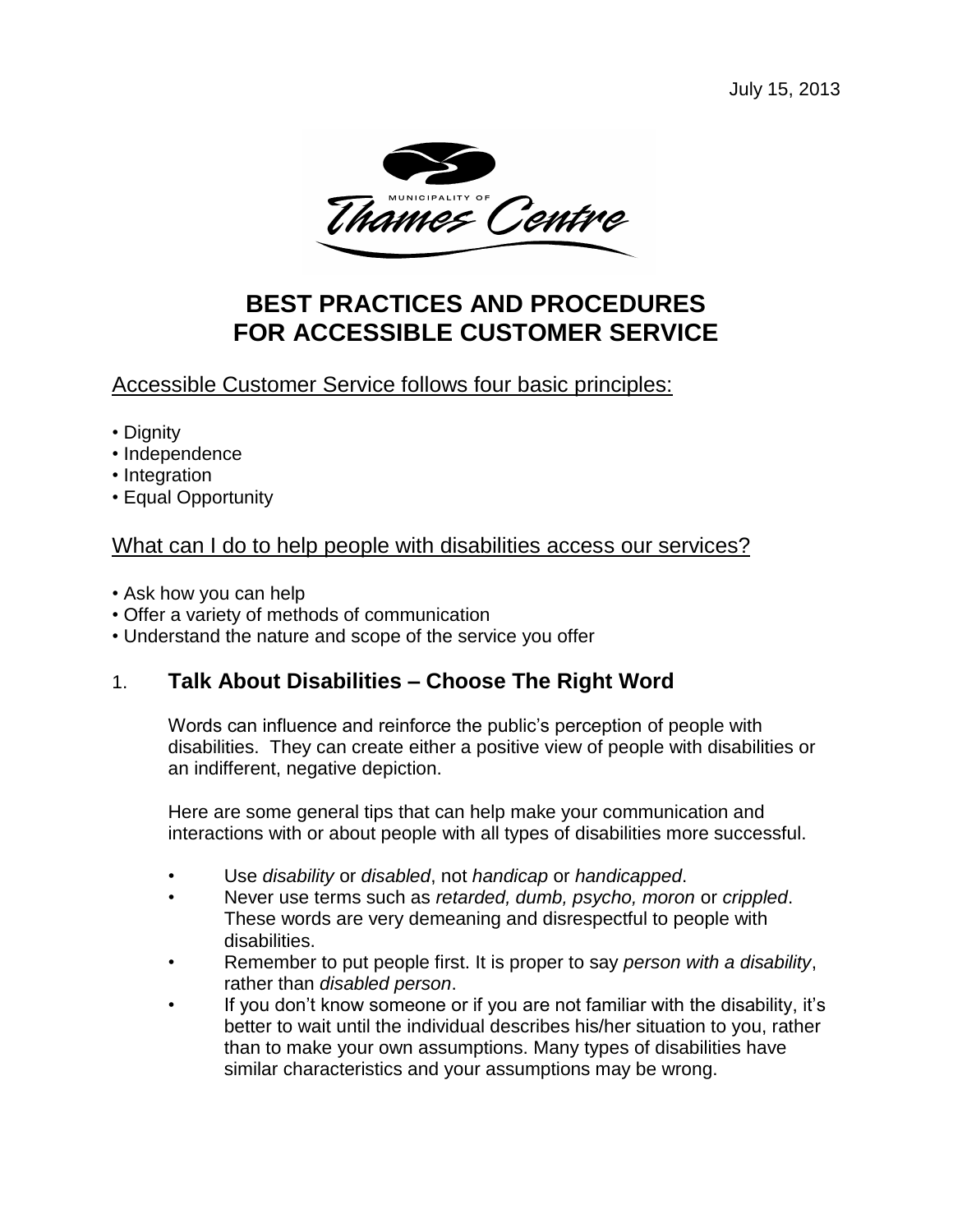July 15, 2013

MUNICIPALITY OF
Thames Centre

# BEST PRACTICES AND PROCEDURES FOR ACCESSIBLE CUSTOMER SERVICE

## Accessible Customer Service follows four basic principles:

- Dignity
- Independence
- Integration
- Equal Opportunity

## What can I do to help people with disabilities access our services?

- Ask how you can help
- Offer a variety of methods of communication
- Understand the nature and scope of the service you offer

## 1. Talk About Disabilities – Choose The Right Word

Words can influence and reinforce the public's perception of people with disabilities. They can create either a positive view of people with disabilities or an indifferent, negative depiction.

Here are some general tips that can help make your communication and interactions with or about people with all types of disabilities more successful.

- Use *disability* or *disabled*, not *handicap* or *handicapped*.
- Never use terms such as *retarded, dumb, psycho, moron* or *crippled*. These words are very demeaning and disrespectful to people with disabilities.
- Remember to put people first. It is proper to say *person with a disability*, rather than *disabled person*.
- If you don't know someone or if you are not familiar with the disability, it's better to wait until the individual describes his/her situation to you, rather than to make your own assumptions. Many types of disabilities have similar characteristics and your assumptions may be wrong.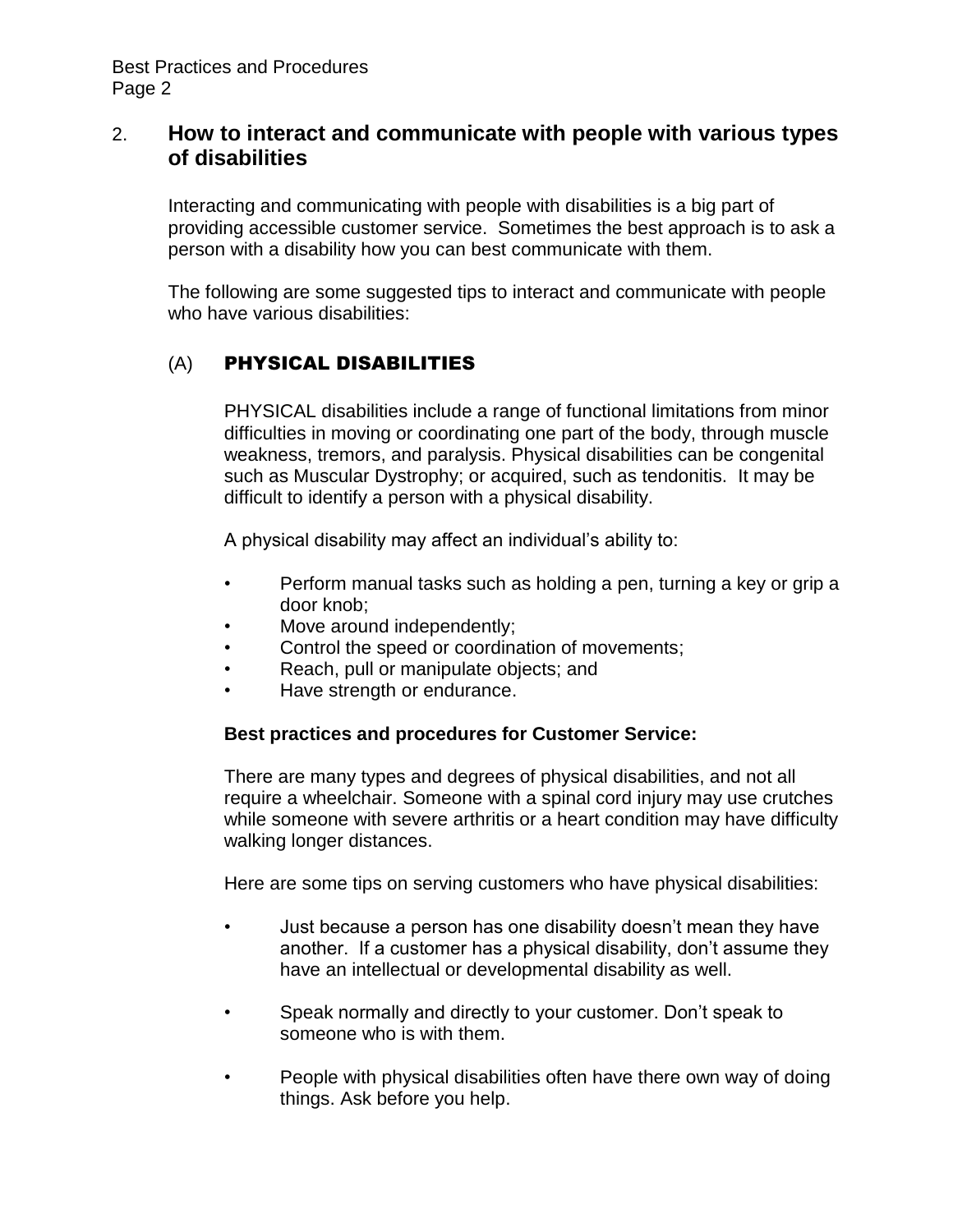## 2. How to interact and communicate with people with various types of disabilities

Interacting and communicating with people with disabilities is a big part of providing accessible customer service. Sometimes the best approach is to ask a person with a disability how you can best communicate with them.

The following are some suggested tips to interact and communicate with people who have various disabilities:

### (A) PHYSICAL DISABILITIES

PHYSICAL disabilities include a range of functional limitations from minor difficulties in moving or coordinating one part of the body, through muscle weakness, tremors, and paralysis. Physical disabilities can be congenital such as Muscular Dystrophy; or acquired, such as tendonitis. It may be difficult to identify a person with a physical disability.

A physical disability may affect an individual's ability to:

- Perform manual tasks such as holding a pen, turning a key or grip a door knob;
- Move around independently;
- Control the speed or coordination of movements;
- Reach, pull or manipulate objects; and
- Have strength or endurance.

**Best practices and procedures for Customer Service:**

There are many types and degrees of physical disabilities, and not all require a wheelchair. Someone with a spinal cord injury may use crutches while someone with severe arthritis or a heart condition may have difficulty walking longer distances.

Here are some tips on serving customers who have physical disabilities:

- Just because a person has one disability doesn't mean they have another. If a customer has a physical disability, don't assume they have an intellectual or developmental disability as well.

- Speak normally and directly to your customer. Don't speak to someone who is with them.

- People with physical disabilities often have there own way of doing things. Ask before you help.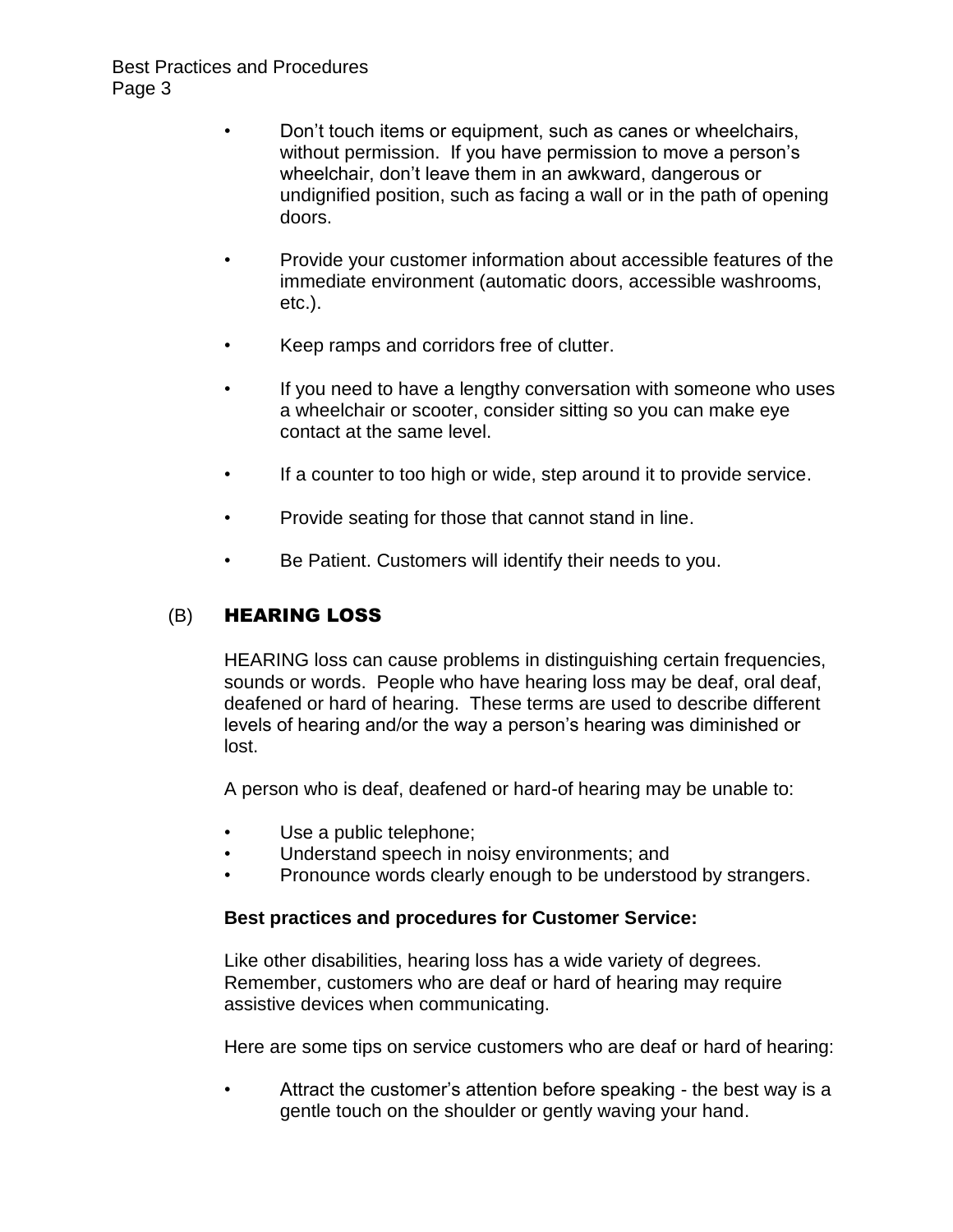- Don’t touch items or equipment, such as canes or wheelchairs, without permission. If you have permission to move a person’s wheelchair, don’t leave them in an awkward, dangerous or undignified position, such as facing a wall or in the path of opening doors.

- Provide your customer information about accessible features of the immediate environment (automatic doors, accessible washrooms, etc.).

- Keep ramps and corridors free of clutter.

- If you need to have a lengthy conversation with someone who uses a wheelchair or scooter, consider sitting so you can make eye contact at the same level.

- If a counter to too high or wide, step around it to provide service.

- Provide seating for those that cannot stand in line.

- Be Patient. Customers will identify their needs to you.

## (B) HEARING LOSS

HEARING loss can cause problems in distinguishing certain frequencies, sounds or words. People who have hearing loss may be deaf, oral deaf, deafened or hard of hearing. These terms are used to describe different levels of hearing and/or the way a person’s hearing was diminished or lost.

A person who is deaf, deafened or hard-of hearing may be unable to:

- Use a public telephone;
- Understand speech in noisy environments; and
- Pronounce words clearly enough to be understood by strangers.

**Best practices and procedures for Customer Service:**

Like other disabilities, hearing loss has a wide variety of degrees. Remember, customers who are deaf or hard of hearing may require assistive devices when communicating.

Here are some tips on service customers who are deaf or hard of hearing:

- Attract the customer’s attention before speaking - the best way is a gentle touch on the shoulder or gently waving your hand.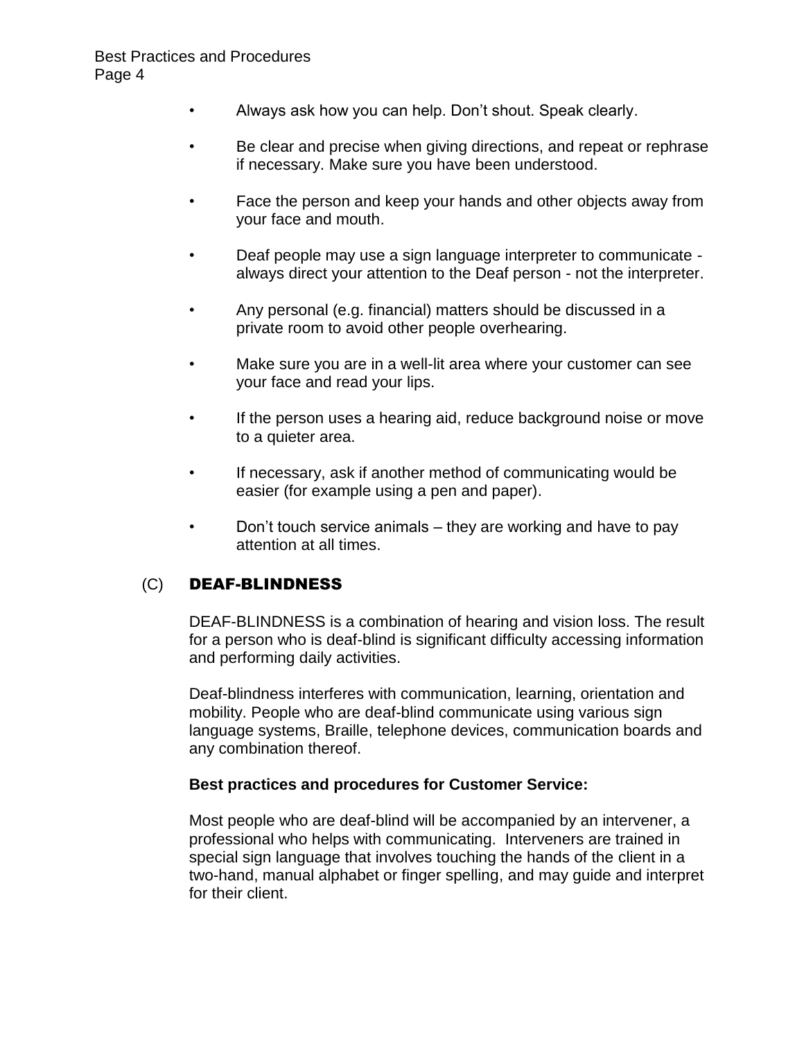- Always ask how you can help. Don't shout. Speak clearly.
- Be clear and precise when giving directions, and repeat or rephrase if necessary. Make sure you have been understood.
- Face the person and keep your hands and other objects away from your face and mouth.
- Deaf people may use a sign language interpreter to communicate - always direct your attention to the Deaf person - not the interpreter.
- Any personal (e.g. financial) matters should be discussed in a private room to avoid other people overhearing.
- Make sure you are in a well-lit area where your customer can see your face and read your lips.
- If the person uses a hearing aid, reduce background noise or move to a quieter area.
- If necessary, ask if another method of communicating would be easier (for example using a pen and paper).
- Don't touch service animals – they are working and have to pay attention at all times.

## (C) DEAF-BLINDNESS

DEAF-BLINDNESS is a combination of hearing and vision loss. The result for a person who is deaf-blind is significant difficulty accessing information and performing daily activities.

Deaf-blindness interferes with communication, learning, orientation and mobility. People who are deaf-blind communicate using various sign language systems, Braille, telephone devices, communication boards and any combination thereof.

**Best practices and procedures for Customer Service:**

Most people who are deaf-blind will be accompanied by an intervener, a professional who helps with communicating. Interveners are trained in special sign language that involves touching the hands of the client in a two-hand, manual alphabet or finger spelling, and may guide and interpret for their client.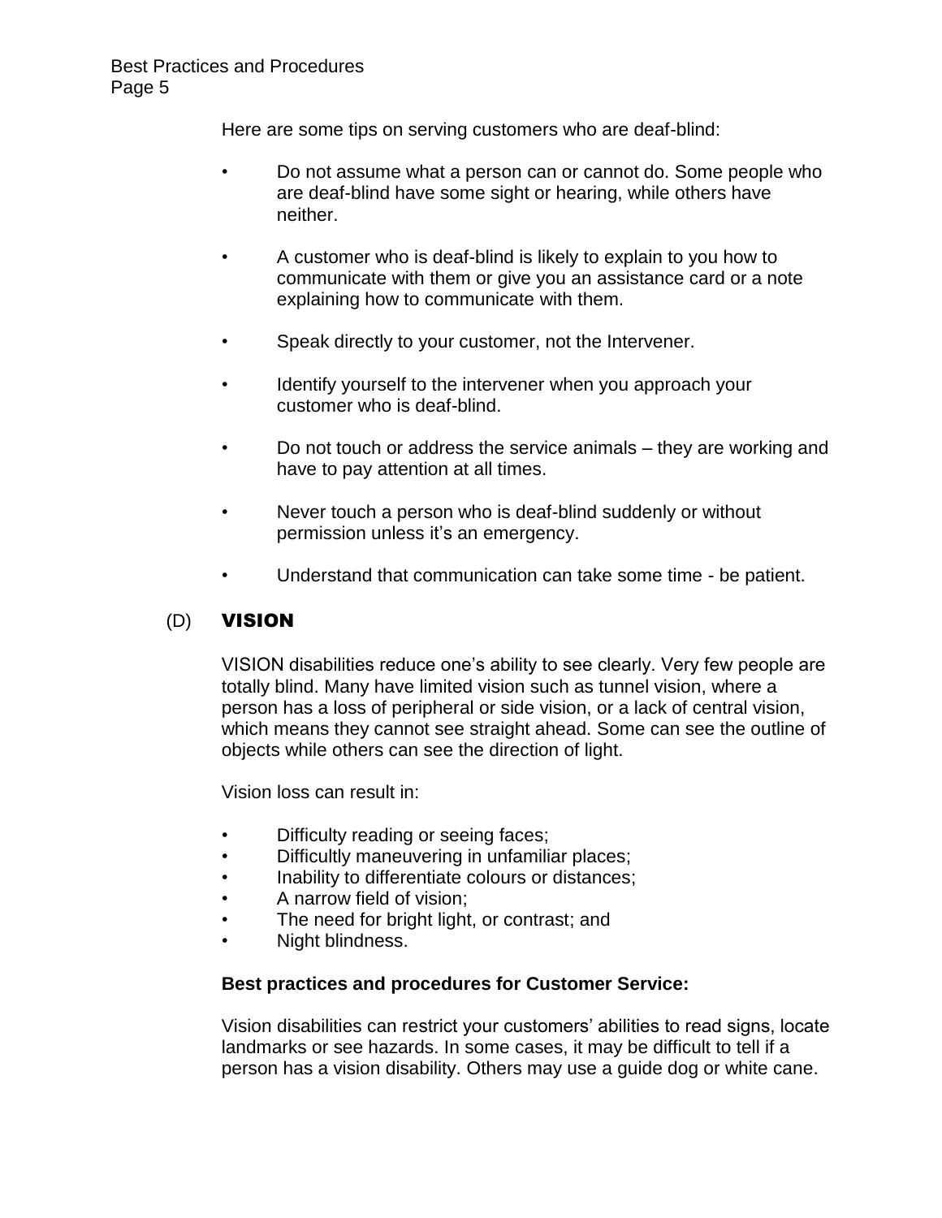Here are some tips on serving customers who are deaf-blind:

- Do not assume what a person can or cannot do. Some people who are deaf-blind have some sight or hearing, while others have neither.
- A customer who is deaf-blind is likely to explain to you how to communicate with them or give you an assistance card or a note explaining how to communicate with them.
- Speak directly to your customer, not the Intervener.
- Identify yourself to the intervener when you approach your customer who is deaf-blind.
- Do not touch or address the service animals – they are working and have to pay attention at all times.
- Never touch a person who is deaf-blind suddenly or without permission unless it's an emergency.
- Understand that communication can take some time - be patient.

## (D) VISION

VISION disabilities reduce one's ability to see clearly. Very few people are totally blind. Many have limited vision such as tunnel vision, where a person has a loss of peripheral or side vision, or a lack of central vision, which means they cannot see straight ahead. Some can see the outline of objects while others can see the direction of light.

Vision loss can result in:

- Difficulty reading or seeing faces;
- Difficultly maneuvering in unfamiliar places;
- Inability to differentiate colours or distances;
- A narrow field of vision;
- The need for bright light, or contrast; and
- Night blindness.

**Best practices and procedures for Customer Service:**

Vision disabilities can restrict your customers' abilities to read signs, locate landmarks or see hazards. In some cases, it may be difficult to tell if a person has a vision disability. Others may use a guide dog or white cane.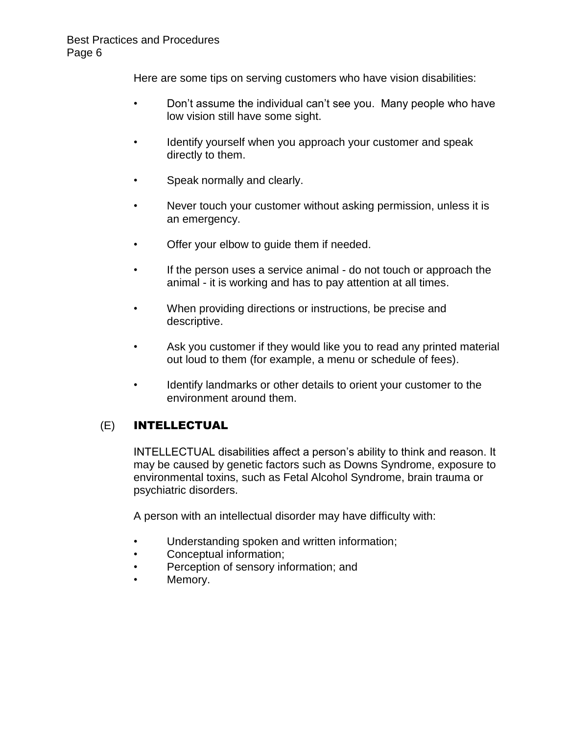Here are some tips on serving customers who have vision disabilities:

- Don't assume the individual can't see you. Many people who have low vision still have some sight.
- Identify yourself when you approach your customer and speak directly to them.
- Speak normally and clearly.
- Never touch your customer without asking permission, unless it is an emergency.
- Offer your elbow to guide them if needed.
- If the person uses a service animal - do not touch or approach the animal - it is working and has to pay attention at all times.
- When providing directions or instructions, be precise and descriptive.
- Ask you customer if they would like you to read any printed material out loud to them (for example, a menu or schedule of fees).
- Identify landmarks or other details to orient your customer to the environment around them.

## (E) INTELLECTUAL

INTELLECTUAL disabilities affect a person's ability to think and reason. It may be caused by genetic factors such as Downs Syndrome, exposure to environmental toxins, such as Fetal Alcohol Syndrome, brain trauma or psychiatric disorders.

A person with an intellectual disorder may have difficulty with:

- Understanding spoken and written information;
- Conceptual information;
- Perception of sensory information; and
- Memory.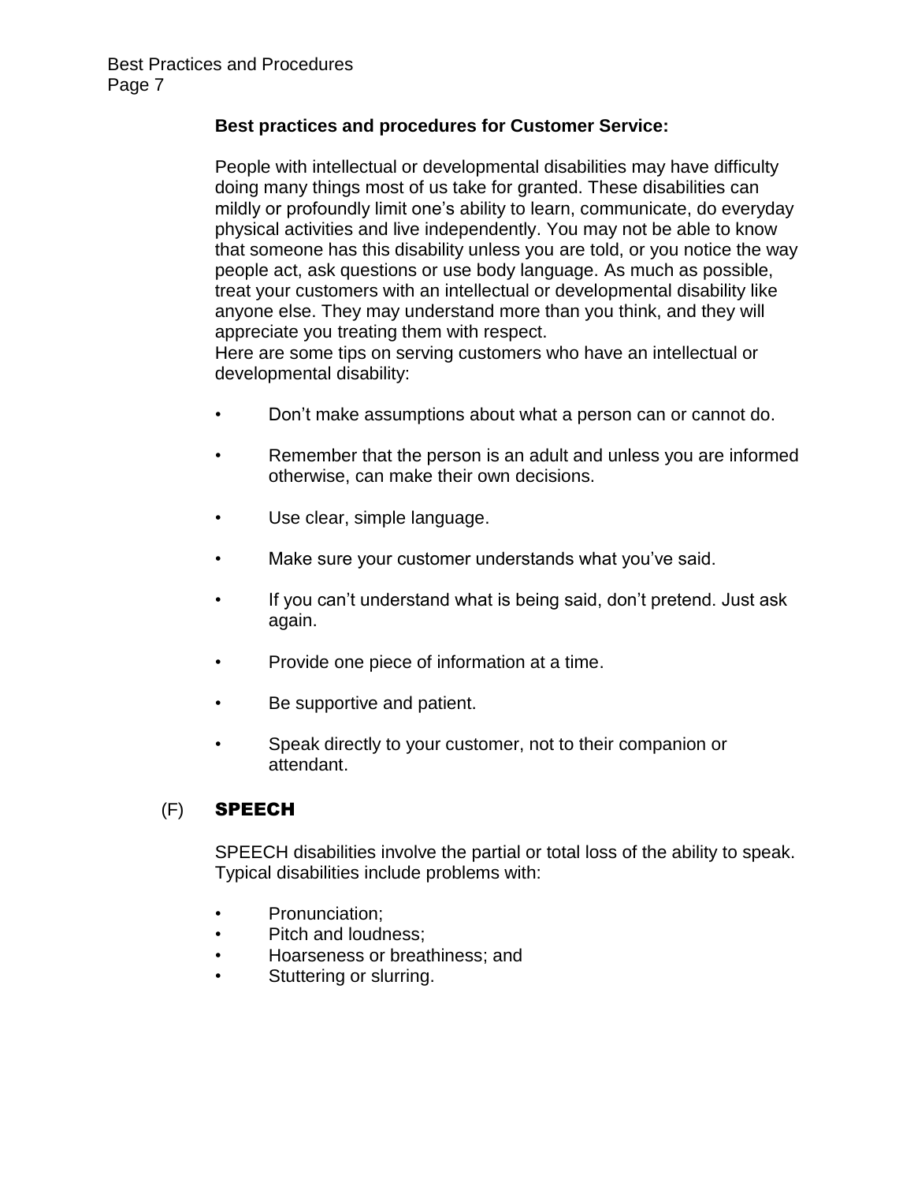**Best practices and procedures for Customer Service:**

People with intellectual or developmental disabilities may have difficulty doing many things most of us take for granted. These disabilities can mildly or profoundly limit one's ability to learn, communicate, do everyday physical activities and live independently. You may not be able to know that someone has this disability unless you are told, or you notice the way people act, ask questions or use body language. As much as possible, treat your customers with an intellectual or developmental disability like anyone else. They may understand more than you think, and they will appreciate you treating them with respect.
Here are some tips on serving customers who have an intellectual or developmental disability:

- Don't make assumptions about what a person can or cannot do.
- Remember that the person is an adult and unless you are informed otherwise, can make their own decisions.
- Use clear, simple language.
- Make sure your customer understands what you've said.
- If you can't understand what is being said, don't pretend. Just ask again.
- Provide one piece of information at a time.
- Be supportive and patient.
- Speak directly to your customer, not to their companion or attendant.

## (F) SPEECH

SPEECH disabilities involve the partial or total loss of the ability to speak. Typical disabilities include problems with:

- Pronunciation;
- Pitch and loudness;
- Hoarseness or breathiness; and
- Stuttering or slurring.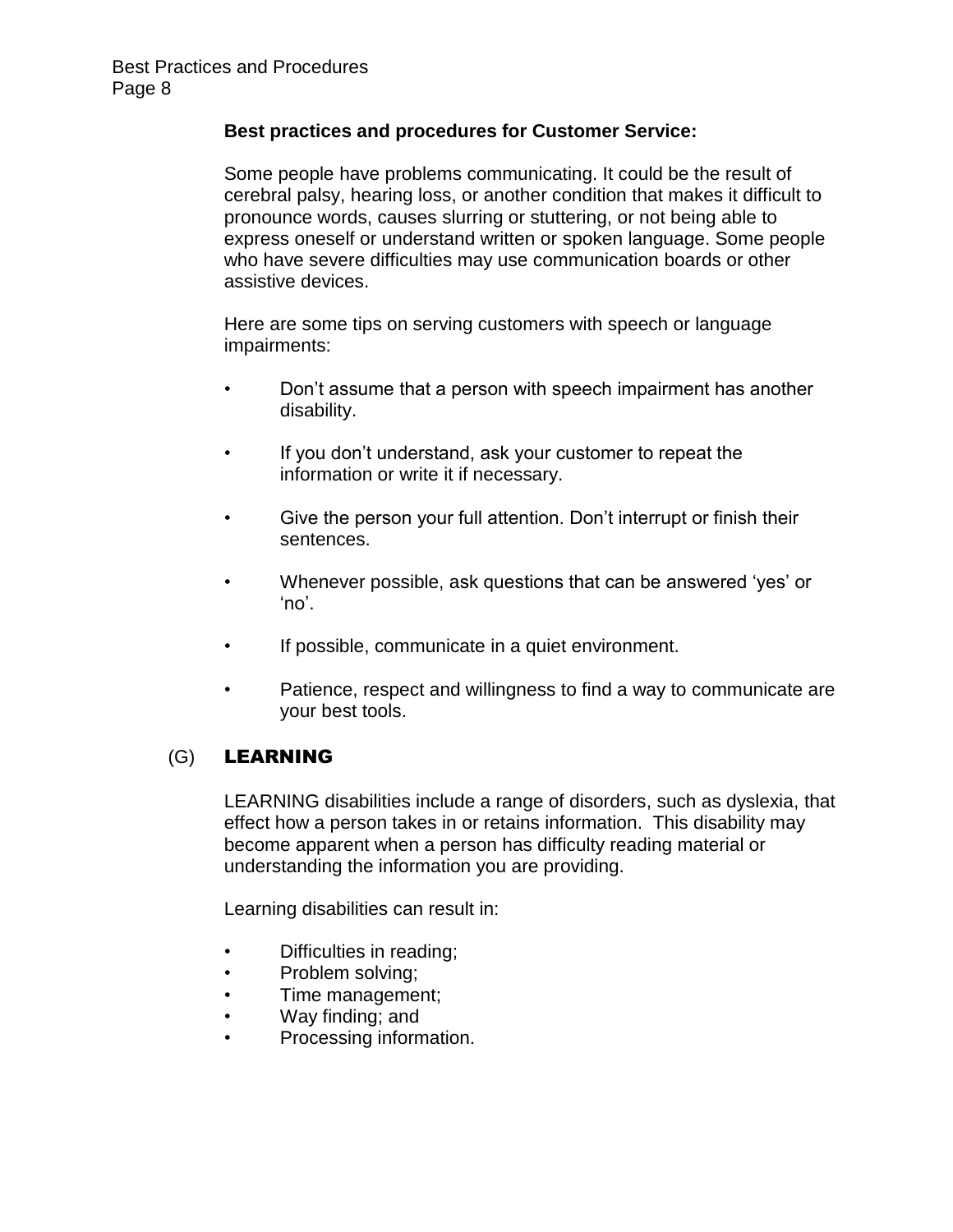**Best practices and procedures for Customer Service:**

Some people have problems communicating. It could be the result of cerebral palsy, hearing loss, or another condition that makes it difficult to pronounce words, causes slurring or stuttering, or not being able to express oneself or understand written or spoken language. Some people who have severe difficulties may use communication boards or other assistive devices.

Here are some tips on serving customers with speech or language impairments:

- Don't assume that a person with speech impairment has another disability.
- If you don't understand, ask your customer to repeat the information or write it if necessary.
- Give the person your full attention. Don't interrupt or finish their sentences.
- Whenever possible, ask questions that can be answered 'yes' or 'no'.
- If possible, communicate in a quiet environment.
- Patience, respect and willingness to find a way to communicate are your best tools.

## (G) LEARNING

LEARNING disabilities include a range of disorders, such as dyslexia, that effect how a person takes in or retains information. This disability may become apparent when a person has difficulty reading material or understanding the information you are providing.

Learning disabilities can result in:

- Difficulties in reading;
- Problem solving;
- Time management;
- Way finding; and
- Processing information.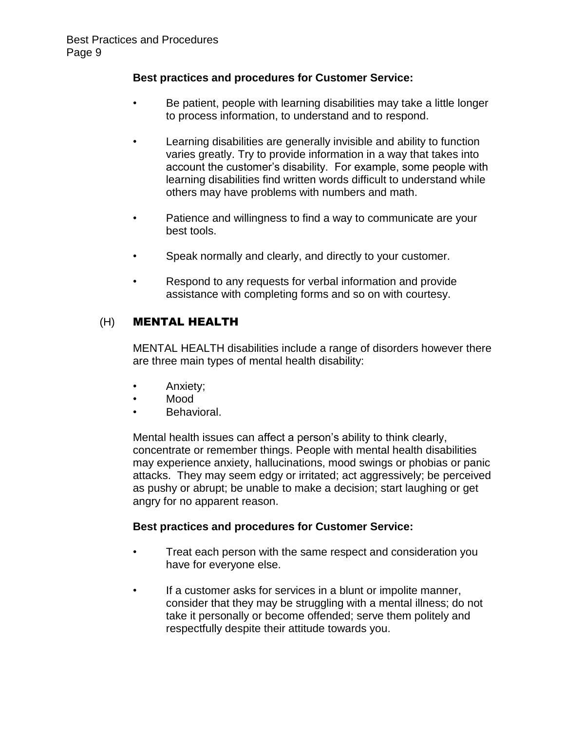**Best practices and procedures for Customer Service:**

- Be patient, people with learning disabilities may take a little longer to process information, to understand and to respond.

- Learning disabilities are generally invisible and ability to function varies greatly. Try to provide information in a way that takes into account the customer's disability. For example, some people with learning disabilities find written words difficult to understand while others may have problems with numbers and math.

- Patience and willingness to find a way to communicate are your best tools.

- Speak normally and clearly, and directly to your customer.

- Respond to any requests for verbal information and provide assistance with completing forms and so on with courtesy.

## (H) MENTAL HEALTH

MENTAL HEALTH disabilities include a range of disorders however there are three main types of mental health disability:

- Anxiety;
- Mood
- Behavioral.

Mental health issues can affect a person's ability to think clearly, concentrate or remember things. People with mental health disabilities may experience anxiety, hallucinations, mood swings or phobias or panic attacks. They may seem edgy or irritated; act aggressively; be perceived as pushy or abrupt; be unable to make a decision; start laughing or get angry for no apparent reason.

**Best practices and procedures for Customer Service:**

- Treat each person with the same respect and consideration you have for everyone else.

- If a customer asks for services in a blunt or impolite manner, consider that they may be struggling with a mental illness; do not take it personally or become offended; serve them politely and respectfully despite their attitude towards you.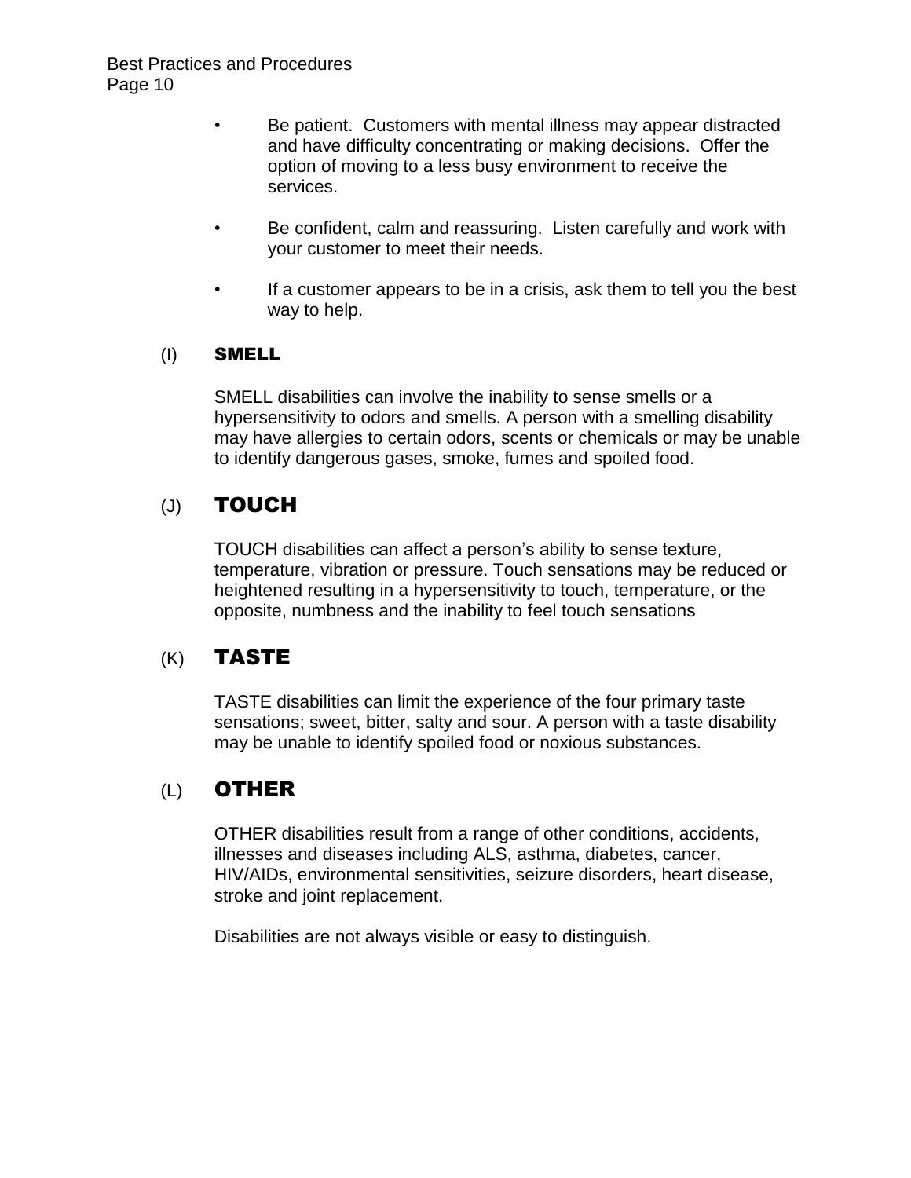- Be patient. Customers with mental illness may appear distracted and have difficulty concentrating or making decisions. Offer the option of moving to a less busy environment to receive the services.

- Be confident, calm and reassuring. Listen carefully and work with your customer to meet their needs.

- If a customer appears to be in a crisis, ask them to tell you the best way to help.

## (I) SMELL

SMELL disabilities can involve the inability to sense smells or a hypersensitivity to odors and smells. A person with a smelling disability may have allergies to certain odors, scents or chemicals or may be unable to identify dangerous gases, smoke, fumes and spoiled food.

## (J) TOUCH

TOUCH disabilities can affect a person's ability to sense texture, temperature, vibration or pressure. Touch sensations may be reduced or heightened resulting in a hypersensitivity to touch, temperature, or the opposite, numbness and the inability to feel touch sensations

## (K) TASTE

TASTE disabilities can limit the experience of the four primary taste sensations; sweet, bitter, salty and sour. A person with a taste disability may be unable to identify spoiled food or noxious substances.

## (L) OTHER

OTHER disabilities result from a range of other conditions, accidents, illnesses and diseases including ALS, asthma, diabetes, cancer, HIV/AIDs, environmental sensitivities, seizure disorders, heart disease, stroke and joint replacement.

Disabilities are not always visible or easy to distinguish.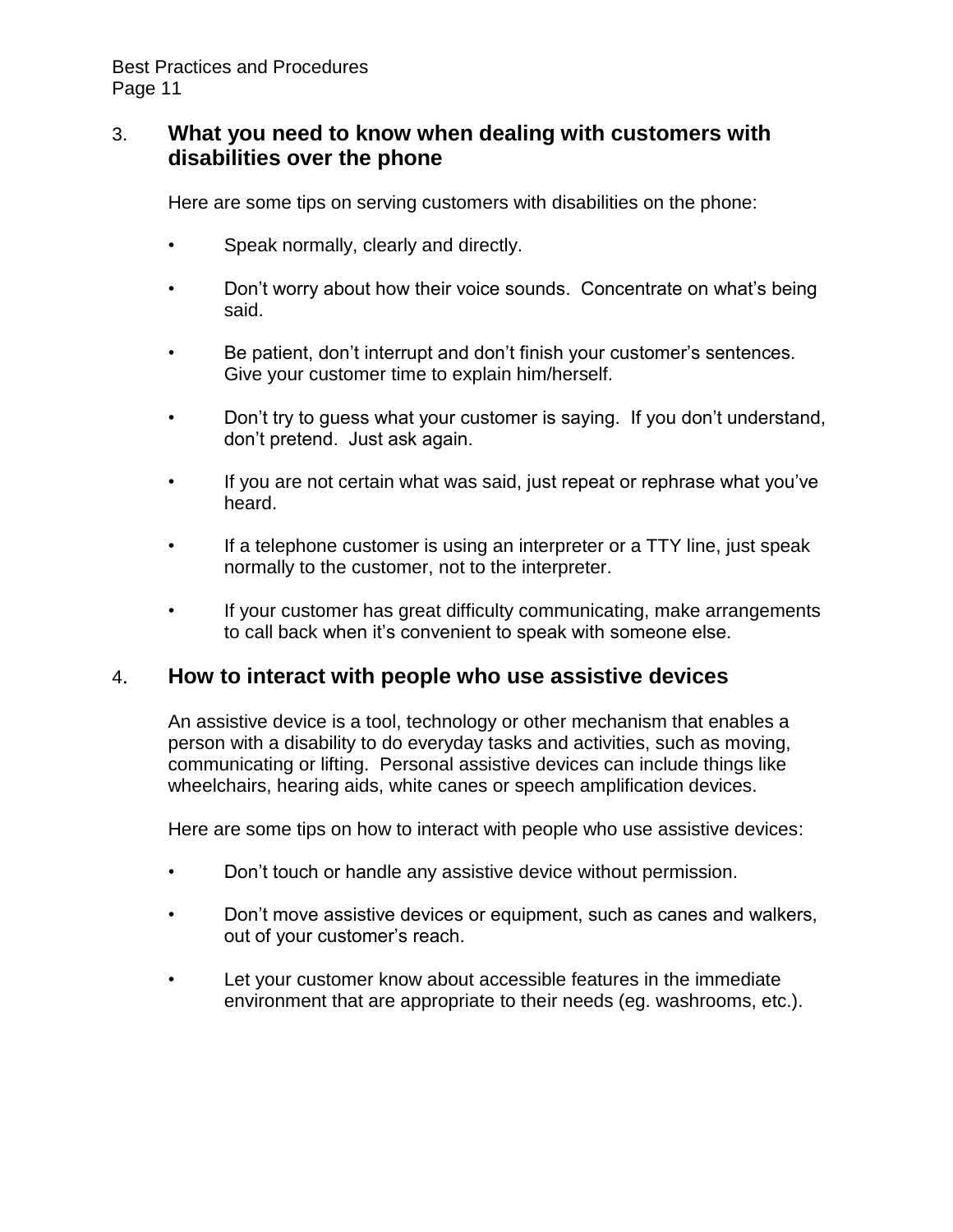## 3. What you need to know when dealing with customers with disabilities over the phone

Here are some tips on serving customers with disabilities on the phone:

- Speak normally, clearly and directly.
- Don't worry about how their voice sounds. Concentrate on what's being said.
- Be patient, don't interrupt and don't finish your customer's sentences. Give your customer time to explain him/herself.
- Don't try to guess what your customer is saying. If you don't understand, don't pretend. Just ask again.
- If you are not certain what was said, just repeat or rephrase what you've heard.
- If a telephone customer is using an interpreter or a TTY line, just speak normally to the customer, not to the interpreter.
- If your customer has great difficulty communicating, make arrangements to call back when it's convenient to speak with someone else.

## 4. How to interact with people who use assistive devices

An assistive device is a tool, technology or other mechanism that enables a person with a disability to do everyday tasks and activities, such as moving, communicating or lifting. Personal assistive devices can include things like wheelchairs, hearing aids, white canes or speech amplification devices.

Here are some tips on how to interact with people who use assistive devices:

- Don't touch or handle any assistive device without permission.
- Don't move assistive devices or equipment, such as canes and walkers, out of your customer's reach.
- Let your customer know about accessible features in the immediate environment that are appropriate to their needs (eg. washrooms, etc.).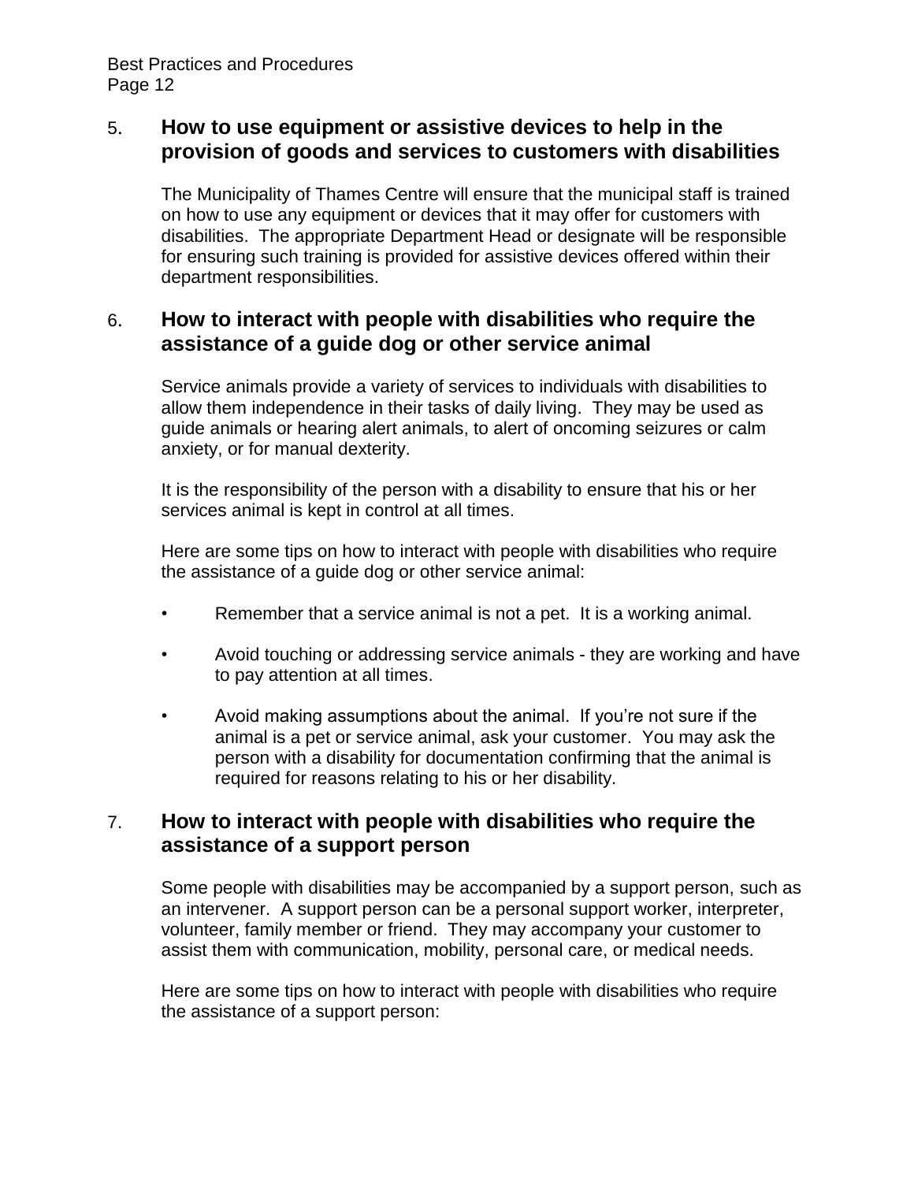## 5. How to use equipment or assistive devices to help in the provision of goods and services to customers with disabilities

The Municipality of Thames Centre will ensure that the municipal staff is trained on how to use any equipment or devices that it may offer for customers with disabilities. The appropriate Department Head or designate will be responsible for ensuring such training is provided for assistive devices offered within their department responsibilities.

## 6. How to interact with people with disabilities who require the assistance of a guide dog or other service animal

Service animals provide a variety of services to individuals with disabilities to allow them independence in their tasks of daily living. They may be used as guide animals or hearing alert animals, to alert of oncoming seizures or calm anxiety, or for manual dexterity.

It is the responsibility of the person with a disability to ensure that his or her services animal is kept in control at all times.

Here are some tips on how to interact with people with disabilities who require the assistance of a guide dog or other service animal:

- Remember that a service animal is not a pet. It is a working animal.
- Avoid touching or addressing service animals - they are working and have to pay attention at all times.
- Avoid making assumptions about the animal. If you're not sure if the animal is a pet or service animal, ask your customer. You may ask the person with a disability for documentation confirming that the animal is required for reasons relating to his or her disability.

## 7. How to interact with people with disabilities who require the assistance of a support person

Some people with disabilities may be accompanied by a support person, such as an intervener. A support person can be a personal support worker, interpreter, volunteer, family member or friend. They may accompany your customer to assist them with communication, mobility, personal care, or medical needs.

Here are some tips on how to interact with people with disabilities who require the assistance of a support person: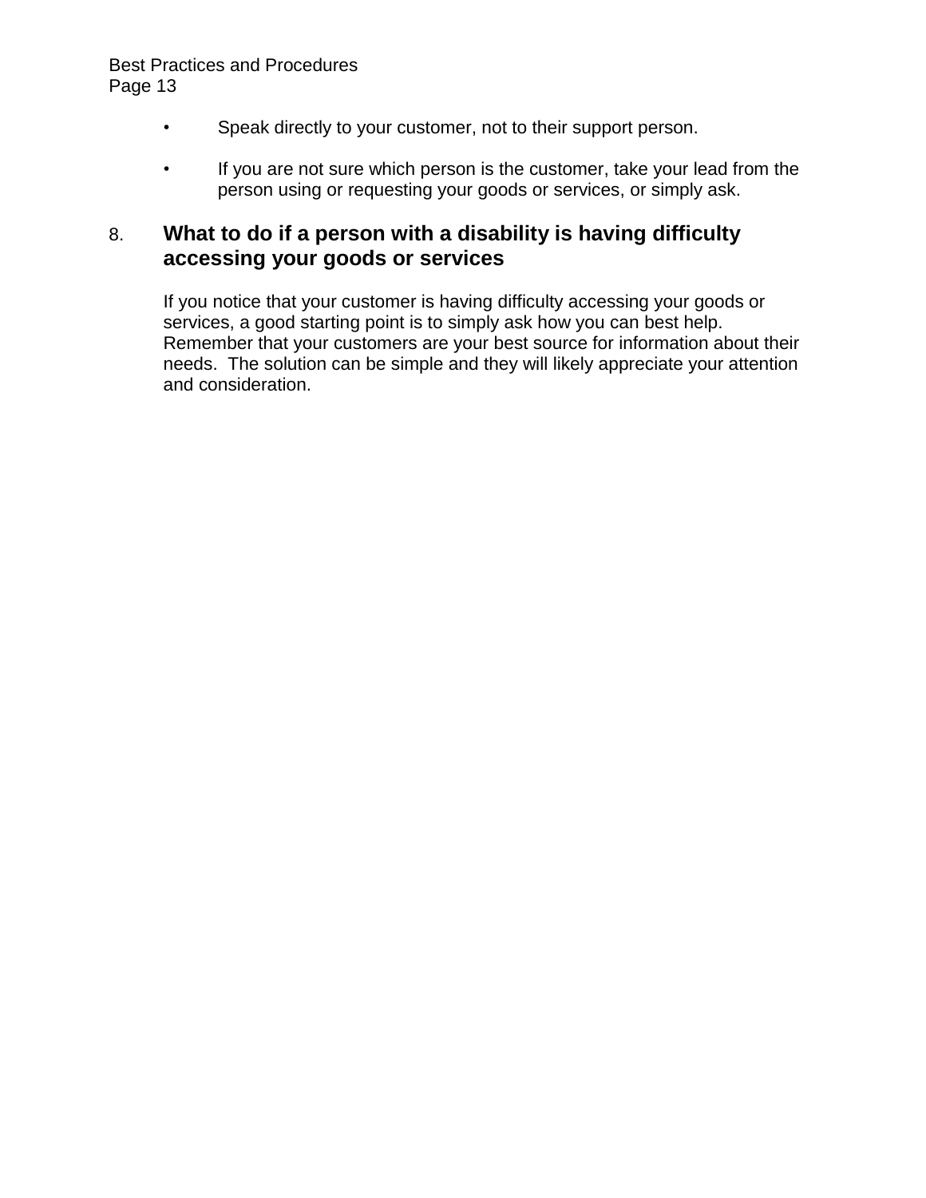- Speak directly to your customer, not to their support person.
- If you are not sure which person is the customer, take your lead from the person using or requesting your goods or services, or simply ask.

## 8. What to do if a person with a disability is having difficulty accessing your goods or services

If you notice that your customer is having difficulty accessing your goods or services, a good starting point is to simply ask how you can best help. Remember that your customers are your best source for information about their needs. The solution can be simple and they will likely appreciate your attention and consideration.